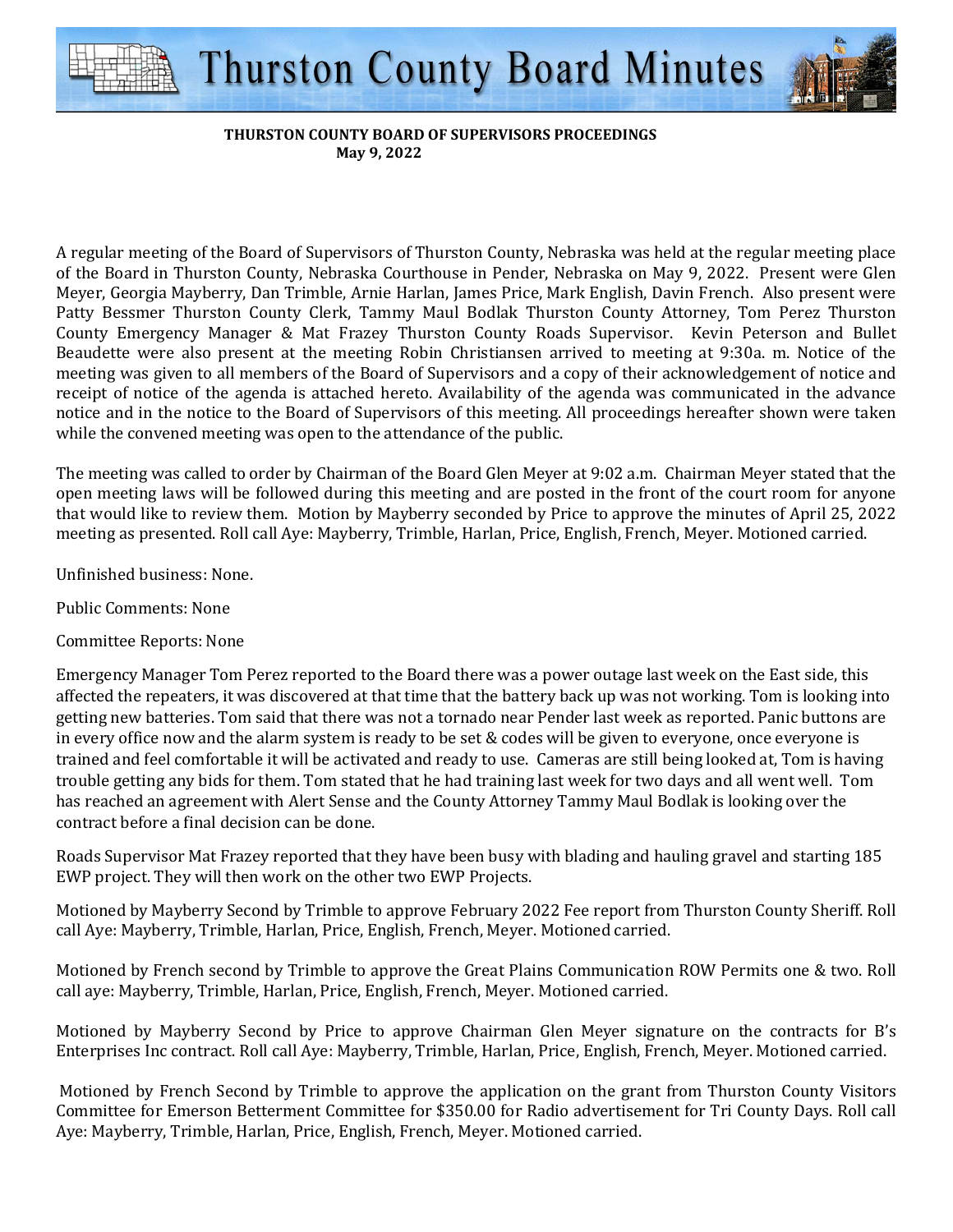# Thurston County Board Minutes

**THURSTON COUNTY BOARD OF SUPERVISORS PROCEEDINGS**
**May 9, 2022**

A regular meeting of the Board of Supervisors of Thurston County, Nebraska was held at the regular meeting place of the Board in Thurston County, Nebraska Courthouse in Pender, Nebraska on May 9, 2022. Present were Glen Meyer, Georgia Mayberry, Dan Trimble, Arnie Harlan, James Price, Mark English, Davin French. Also present were Patty Bessmer Thurston County Clerk, Tammy Maul Bodlak Thurston County Attorney, Tom Perez Thurston County Emergency Manager & Mat Frazey Thurston County Roads Supervisor. Kevin Peterson and Bullet Beaudette were also present at the meeting Robin Christiansen arrived to meeting at 9:30a. m. Notice of the meeting was given to all members of the Board of Supervisors and a copy of their acknowledgement of notice and receipt of notice of the agenda is attached hereto. Availability of the agenda was communicated in the advance notice and in the notice to the Board of Supervisors of this meeting. All proceedings hereafter shown were taken while the convened meeting was open to the attendance of the public.

The meeting was called to order by Chairman of the Board Glen Meyer at 9:02 a.m. Chairman Meyer stated that the open meeting laws will be followed during this meeting and are posted in the front of the court room for anyone that would like to review them. Motion by Mayberry seconded by Price to approve the minutes of April 25, 2022 meeting as presented. Roll call Aye: Mayberry, Trimble, Harlan, Price, English, French, Meyer. Motioned carried.

Unfinished business: None.

Public Comments: None

Committee Reports: None

Emergency Manager Tom Perez reported to the Board there was a power outage last week on the East side, this affected the repeaters, it was discovered at that time that the battery back up was not working. Tom is looking into getting new batteries. Tom said that there was not a tornado near Pender last week as reported. Panic buttons are in every office now and the alarm system is ready to be set & codes will be given to everyone, once everyone is trained and feel comfortable it will be activated and ready to use. Cameras are still being looked at, Tom is having trouble getting any bids for them. Tom stated that he had training last week for two days and all went well. Tom has reached an agreement with Alert Sense and the County Attorney Tammy Maul Bodlak is looking over the contract before a final decision can be done.

Roads Supervisor Mat Frazey reported that they have been busy with blading and hauling gravel and starting 185 EWP project. They will then work on the other two EWP Projects.

Motioned by Mayberry Second by Trimble to approve February 2022 Fee report from Thurston County Sheriff. Roll call Aye: Mayberry, Trimble, Harlan, Price, English, French, Meyer. Motioned carried.

Motioned by French second by Trimble to approve the Great Plains Communication ROW Permits one & two. Roll call aye: Mayberry, Trimble, Harlan, Price, English, French, Meyer. Motioned carried.

Motioned by Mayberry Second by Price to approve Chairman Glen Meyer signature on the contracts for B's Enterprises Inc contract. Roll call Aye: Mayberry, Trimble, Harlan, Price, English, French, Meyer. Motioned carried.

Motioned by French Second by Trimble to approve the application on the grant from Thurston County Visitors Committee for Emerson Betterment Committee for $350.00 for Radio advertisement for Tri County Days. Roll call Aye: Mayberry, Trimble, Harlan, Price, English, French, Meyer. Motioned carried.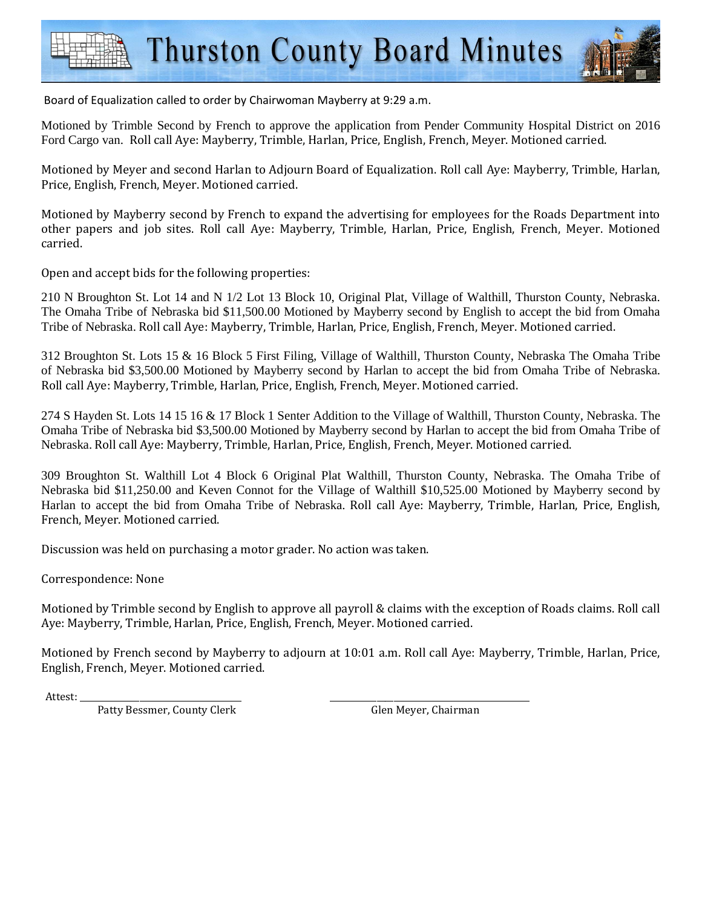# Thurston County Board Minutes

Board of Equalization called to order by Chairwoman Mayberry at 9:29 a.m.

Motioned by Trimble Second by French to approve the application from Pender Community Hospital District on 2016 Ford Cargo van. Roll call Aye: Mayberry, Trimble, Harlan, Price, English, French, Meyer. Motioned carried.

Motioned by Meyer and second Harlan to Adjourn Board of Equalization. Roll call Aye: Mayberry, Trimble, Harlan, Price, English, French, Meyer. Motioned carried.

Motioned by Mayberry second by French to expand the advertising for employees for the Roads Department into other papers and job sites. Roll call Aye: Mayberry, Trimble, Harlan, Price, English, French, Meyer. Motioned carried.

Open and accept bids for the following properties:

210 N Broughton St. Lot 14 and N 1/2 Lot 13 Block 10, Original Plat, Village of Walthill, Thurston County, Nebraska. The Omaha Tribe of Nebraska bid $11,500.00 Motioned by Mayberry second by English to accept the bid from Omaha Tribe of Nebraska. Roll call Aye: Mayberry, Trimble, Harlan, Price, English, French, Meyer. Motioned carried.

312 Broughton St. Lots 15 & 16 Block 5 First Filing, Village of Walthill, Thurston County, Nebraska The Omaha Tribe of Nebraska bid $3,500.00 Motioned by Mayberry second by Harlan to accept the bid from Omaha Tribe of Nebraska. Roll call Aye: Mayberry, Trimble, Harlan, Price, English, French, Meyer. Motioned carried.

274 S Hayden St. Lots 14 15 16 & 17 Block 1 Senter Addition to the Village of Walthill, Thurston County, Nebraska. The Omaha Tribe of Nebraska bid $3,500.00 Motioned by Mayberry second by Harlan to accept the bid from Omaha Tribe of Nebraska. Roll call Aye: Mayberry, Trimble, Harlan, Price, English, French, Meyer. Motioned carried.

309 Broughton St. Walthill Lot 4 Block 6 Original Plat Walthill, Thurston County, Nebraska. The Omaha Tribe of Nebraska bid $11,250.00 and Keven Connot for the Village of Walthill $10,525.00 Motioned by Mayberry second by Harlan to accept the bid from Omaha Tribe of Nebraska. Roll call Aye: Mayberry, Trimble, Harlan, Price, English, French, Meyer. Motioned carried.

Discussion was held on purchasing a motor grader. No action was taken.

Correspondence: None

Motioned by Trimble second by English to approve all payroll & claims with the exception of Roads claims. Roll call Aye: Mayberry, Trimble, Harlan, Price, English, French, Meyer. Motioned carried.

Motioned by French second by Mayberry to adjourn at 10:01 a.m. Roll call Aye: Mayberry, Trimble, Harlan, Price, English, French, Meyer. Motioned carried.

Attest: ______________________________ Patty Bessmer, County Clerk

______________________________ Glen Meyer, Chairman